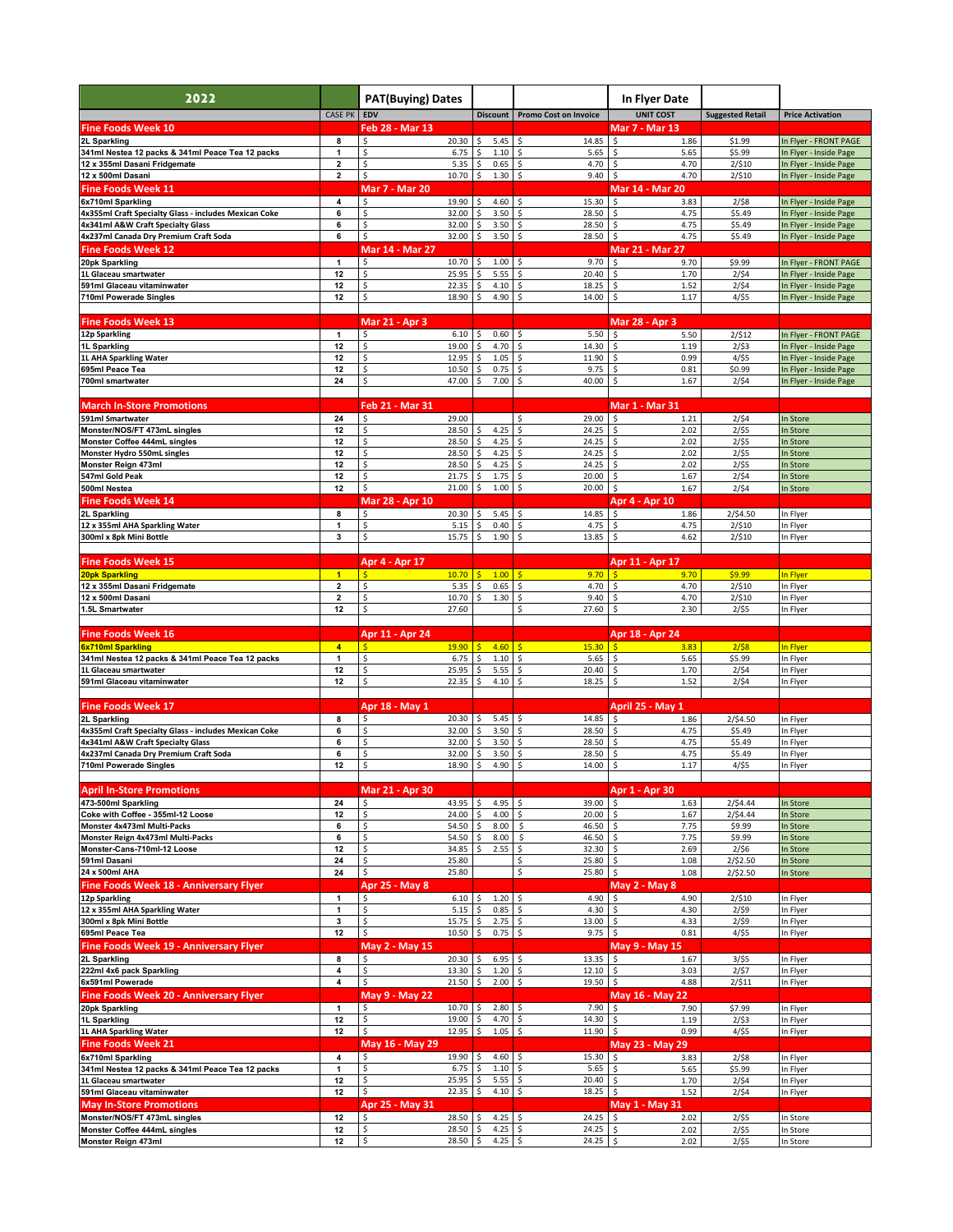| 2022 | | PAT(Buying) Dates | | | In Flyer Date | | |
|---|---|---|---|---|---|---|---|
| | CASE PK | EDV | Discount | Promo Cost on Invoice | UNIT COST | Suggested Retail | Price Activation |
| **Fine Foods Week 10** | | **Feb 28 - Mar 13** | | | **Mar 7 - Mar 13** | | |
| 2L Sparkling | 8 | $ 20.30 | $ 5.45 | $ 14.85 | $ 1.86 | $1.99 | In Flyer - FRONT PAGE |
| 341ml Nestea 12 packs & 341ml Peace Tea 12 packs | 1 | $ 6.75 | $ 1.10 | $ 5.65 | $ 5.65 | $5.99 | In Flyer - Inside Page |
| 12 x 355ml Dasani Fridgemate | 2 | $ 5.35 | $ 0.65 | $ 4.70 | $ 4.70 | 2/$10 | In Flyer - Inside Page |
| 12 x 500ml Dasani | 2 | $ 10.70 | $ 1.30 | $ 9.40 | $ 4.70 | 2/$10 | In Flyer - Inside Page |
| **Fine Foods Week 11** | | **Mar 7 - Mar 20** | | | **Mar 14 - Mar 20** | | |
| 6x710ml Sparkling | 4 | $ 19.90 | $ 4.60 | $ 15.30 | $ 3.83 | 2/$8 | In Flyer - Inside Page |
| 4x355ml Craft Specialty Glass - includes Mexican Coke | 6 | $ 32.00 | $ 3.50 | $ 28.50 | $ 4.75 | $5.49 | In Flyer - Inside Page |
| 4x341ml A&W Craft Specialty Glass | 6 | $ 32.00 | $ 3.50 | $ 28.50 | $ 4.75 | $5.49 | In Flyer - Inside Page |
| 4x237ml Canada Dry Premium Craft Soda | 6 | $ 32.00 | $ 3.50 | $ 28.50 | $ 4.75 | $5.49 | In Flyer - Inside Page |
| **Fine Foods Week 12** | | **Mar 14 - Mar 27** | | | **Mar 21 - Mar 27** | | |
| 20pk Sparkling | 1 | $ 10.70 | $ 1.00 | $ 9.70 | $ 9.70 | $9.99 | In Flyer - FRONT PAGE |
| 1L Glaceau smartwater | 12 | $ 25.95 | $ 5.55 | $ 20.40 | $ 1.70 | 2/$4 | In Flyer - Inside Page |
| 591ml Glaceau vitaminwater | 12 | $ 22.35 | $ 4.10 | $ 18.25 | $ 1.52 | 2/$4 | In Flyer - Inside Page |
| 710ml Powerade Singles | 12 | $ 18.90 | $ 4.90 | $ 14.00 | $ 1.17 | 4/$5 | In Flyer - Inside Page |
| | | | | | | | |
| **Fine Foods Week 13** | | **Mar 21 - Apr 3** | | | **Mar 28 - Apr 3** | | |
| 12p Sparkling | 1 | $ 6.10 | $ 0.60 | $ 5.50 | $ 5.50 | 2/$12 | In Flyer - FRONT PAGE |
| 1L Sparkling | 12 | $ 19.00 | $ 4.70 | $ 14.30 | $ 1.19 | 2/$3 | In Flyer - Inside Page |
| 1L AHA Sparkling Water | 12 | $ 12.95 | $ 1.05 | $ 11.90 | $ 0.99 | 4/$5 | In Flyer - Inside Page |
| 695ml Peace Tea | 12 | $ 10.50 | $ 0.75 | $ 9.75 | $ 0.81 | $0.99 | In Flyer - Inside Page |
| 700ml smartwater | 24 | $ 47.00 | $ 7.00 | $ 40.00 | $ 1.67 | 2/$4 | In Flyer - Inside Page |
| | | | | | | | |
| **March In-Store Promotions** | | **Feb 21 - Mar 31** | | | **Mar 1 - Mar 31** | | |
| 591ml Smartwater | 24 | $ 29.00 | | $ 29.00 | $ 1.21 | 2/$4 | In Store |
| Monster/NOS/FT 473mL singles | 12 | $ 28.50 | $ 4.25 | $ 24.25 | $ 2.02 | 2/$5 | In Store |
| Monster Coffee 444mL singles | 12 | $ 28.50 | $ 4.25 | $ 24.25 | $ 2.02 | 2/$5 | In Store |
| Monster Hydro 550mL singles | 12 | $ 28.50 | $ 4.25 | $ 24.25 | $ 2.02 | 2/$5 | In Store |
| Monster Reign 473ml | 12 | $ 28.50 | $ 4.25 | $ 24.25 | $ 2.02 | 2/$5 | In Store |
| 547ml Gold Peak | 12 | $ 21.75 | $ 1.75 | $ 20.00 | $ 1.67 | 2/$4 | In Store |
| 500ml Nestea | 12 | $ 21.00 | $ 1.00 | $ 20.00 | $ 1.67 | 2/$4 | In Store |
| **Fine Foods Week 14** | | **Mar 28 - Apr 10** | | | **Apr 4 - Apr 10** | | |
| 2L Sparkling | 8 | $ 20.30 | $ 5.45 | $ 14.85 | $ 1.86 | 2/$4.50 | In Flyer |
| 12 x 355ml AHA Sparkling Water | 1 | $ 5.15 | $ 0.40 | $ 4.75 | $ 4.75 | 2/$10 | In Flyer |
| 300ml x 8pk Mini Bottle | 3 | $ 15.75 | $ 1.90 | $ 13.85 | $ 4.62 | 2/$10 | In Flyer |
| | | | | | | | |
| **Fine Foods Week 15** | | **Apr 4 - Apr 17** | | | **Apr 11 - Apr 17** | | |
| 20pk Sparkling | 1 | $ 10.70 | $ 1.00 | $ 9.70 | $ 9.70 | $9.99 | In Flyer |
| 12 x 355ml Dasani Fridgemate | 2 | $ 5.35 | $ 0.65 | $ 4.70 | $ 4.70 | 2/$10 | In Flyer |
| 12 x 500ml Dasani | 2 | $ 10.70 | $ 1.30 | $ 9.40 | $ 4.70 | 2/$10 | In Flyer |
| 1.5L Smartwater | 12 | $ 27.60 | | $ 27.60 | $ 2.30 | 2/$5 | In Flyer |
| | | | | | | | |
| **Fine Foods Week 16** | | **Apr 11 - Apr 24** | | | **Apr 18 - Apr 24** | | |
| 6x710ml Sparkling | 4 | $ 19.90 | $ 4.60 | $ 15.30 | $ 3.83 | 2/$8 | In Flyer |
| 341ml Nestea 12 packs & 341ml Peace Tea 12 packs | 1 | $ 6.75 | $ 1.10 | $ 5.65 | $ 5.65 | $5.99 | In Flyer |
| 1L Glaceau smartwater | 12 | $ 25.95 | $ 5.55 | $ 20.40 | $ 1.70 | 2/$4 | In Flyer |
| 591ml Glaceau vitaminwater | 12 | $ 22.35 | $ 4.10 | $ 18.25 | $ 1.52 | 2/$4 | In Flyer |
| | | | | | | | |
| **Fine Foods Week 17** | | **Apr 18 - May 1** | | | **April 25 - May 1** | | |
| 2L Sparkling | 8 | $ 20.30 | $ 5.45 | $ 14.85 | $ 1.86 | 2/$4.50 | In Flyer |
| 4x355ml Craft Specialty Glass - includes Mexican Coke | 6 | $ 32.00 | $ 3.50 | $ 28.50 | $ 4.75 | $5.49 | In Flyer |
| 4x341ml A&W Craft Specialty Glass | 6 | $ 32.00 | $ 3.50 | $ 28.50 | $ 4.75 | $5.49 | In Flyer |
| 4x237ml Canada Dry Premium Craft Soda | 6 | $ 32.00 | $ 3.50 | $ 28.50 | $ 4.75 | $5.49 | In Flyer |
| 710ml Powerade Singles | 12 | $ 18.90 | $ 4.90 | $ 14.00 | $ 1.17 | 4/$5 | In Flyer |
| | | | | | | | |
| **April In-Store Promotions** | | **Mar 21 - Apr 30** | | | **Apr 1 - Apr 30** | | |
| 473-500ml Sparkling | 24 | $ 43.95 | $ 4.95 | $ 39.00 | $ 1.63 | 2/$4.44 | In Store |
| Coke with Coffee - 355ml-12 Loose | 12 | $ 24.00 | $ 4.00 | $ 20.00 | $ 1.67 | 2/$4.44 | In Store |
| Monster 4x473ml Multi-Packs | 6 | $ 54.50 | $ 8.00 | $ 46.50 | $ 7.75 | $9.99 | In Store |
| Monster Reign 4x473ml Multi-Packs | 6 | $ 54.50 | $ 8.00 | $ 46.50 | $ 7.75 | $9.99 | In Store |
| Monster-Cans-710ml-12 Loose | 12 | $ 34.85 | $ 2.55 | $ 32.30 | $ 2.69 | 2/$6 | In Store |
| 591ml Dasani | 24 | $ 25.80 | | $ 25.80 | $ 1.08 | 2/$2.50 | In Store |
| 24 x 500ml AHA | 24 | $ 25.80 | | $ 25.80 | $ 1.08 | 2/$2.50 | In Store |
| **Fine Foods Week 18 - Anniversary Flyer** | | **Apr 25 - May 8** | | | **May 2 - May 8** | | |
| 12p Sparkling | 1 | $ 6.10 | $ 1.20 | $ 4.90 | $ 4.90 | 2/$10 | In Flyer |
| 12 x 355ml AHA Sparkling Water | 1 | $ 5.15 | $ 0.85 | $ 4.30 | $ 4.30 | 2/$9 | In Flyer |
| 300ml x 8pk Mini Bottle | 3 | $ 15.75 | $ 2.75 | $ 13.00 | $ 4.33 | 2/$9 | In Flyer |
| 695ml Peace Tea | 12 | $ 10.50 | $ 0.75 | $ 9.75 | $ 0.81 | 4/$5 | In Flyer |
| **Fine Foods Week 19 - Anniversary Flyer** | | **May 2 - May 15** | | | **May 9 - May 15** | | |
| 2L Sparkling | 8 | $ 20.30 | $ 6.95 | $ 13.35 | $ 1.67 | 3/$5 | In Flyer |
| 222ml 4x6 pack Sparkling | 4 | $ 13.30 | $ 1.20 | $ 12.10 | $ 3.03 | 2/$7 | In Flyer |
| 6x591ml Powerade | 4 | $ 21.50 | $ 2.00 | $ 19.50 | $ 4.88 | 2/$11 | In Flyer |
| **Fine Foods Week 20 - Anniversary Flyer** | | **May 9 - May 22** | | | **May 16 - May 22** | | |
| 20pk Sparkling | 1 | $ 10.70 | $ 2.80 | $ 7.90 | $ 7.90 | $7.99 | In Flyer |
| 1L Sparkling | 12 | $ 19.00 | $ 4.70 | $ 14.30 | $ 1.19 | 2/$3 | In Flyer |
| 1L AHA Sparkling Water | 12 | $ 12.95 | $ 1.05 | $ 11.90 | $ 0.99 | 4/$5 | In Flyer |
| **Fine Foods Week 21** | | **May 16 - May 29** | | | **May 23 - May 29** | | |
| 6x710ml Sparkling | 4 | $ 19.90 | $ 4.60 | $ 15.30 | $ 3.83 | 2/$8 | In Flyer |
| 341ml Nestea 12 packs & 341ml Peace Tea 12 packs | 1 | $ 6.75 | $ 1.10 | $ 5.65 | $ 5.65 | $5.99 | In Flyer |
| 1L Glaceau smartwater | 12 | $ 25.95 | $ 5.55 | $ 20.40 | $ 1.70 | 2/$4 | In Flyer |
| 591ml Glaceau vitaminwater | 12 | $ 22.35 | $ 4.10 | $ 18.25 | $ 1.52 | 2/$4 | In Flyer |
| **May In-Store Promotions** | | **Apr 25 - May 31** | | | **May 1 - May 31** | | |
| Monster/NOS/FT 473mL singles | 12 | $ 28.50 | $ 4.25 | $ 24.25 | $ 2.02 | 2/$5 | In Store |
| Monster Coffee 444mL singles | 12 | $ 28.50 | $ 4.25 | $ 24.25 | $ 2.02 | 2/$5 | In Store |
| Monster Reign 473ml | 12 | $ 28.50 | $ 4.25 | $ 24.25 | $ 2.02 | 2/$5 | In Store |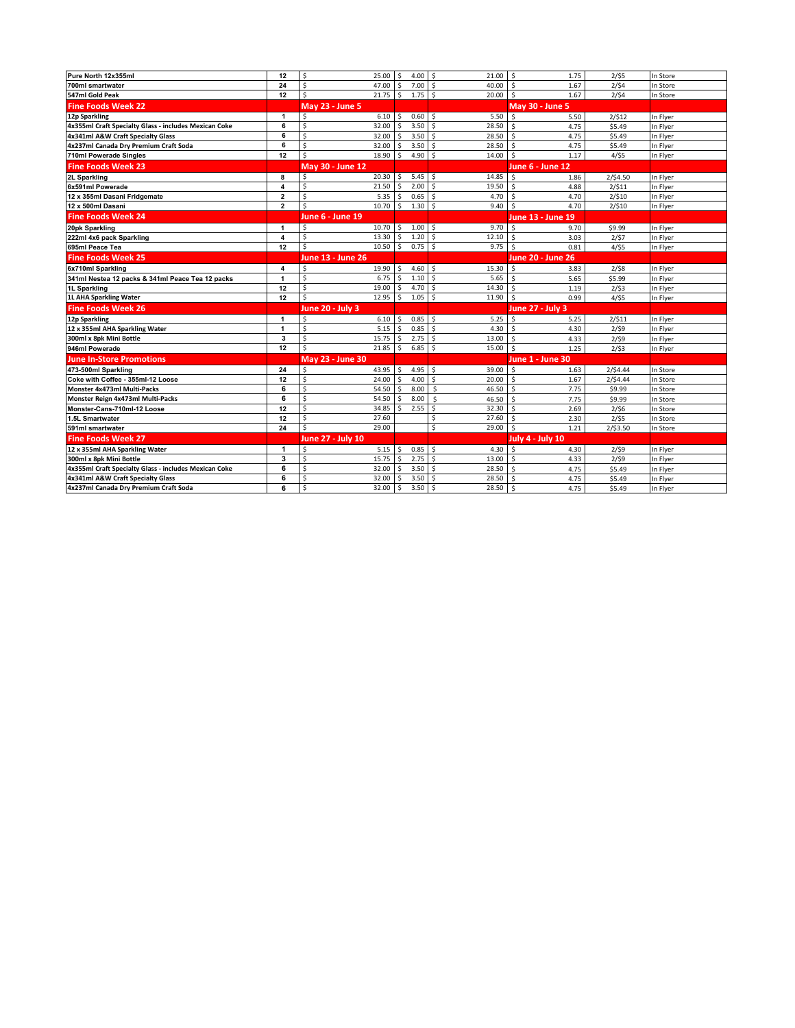| | | | | | | | |
|---|---|---|---|---|---|---|---|
| Pure North 12x355ml | 12 | $ 25.00 | $ 4.00 | $ 21.00 | $ 1.75 | 2/$5 | In Store |
| 700ml smartwater | 24 | $ 47.00 | $ 7.00 | $ 40.00 | $ 1.67 | 2/$4 | In Store |
| 547ml Gold Peak | 12 | $ 21.75 | $ 1.75 | $ 20.00 | $ 1.67 | 2/$4 | In Store |
| **Fine Foods Week 22** | | **May 23 - June 5** | | | **May 30 - June 5** | | |
| 12p Sparkling | 1 | $ 6.10 | $ 0.60 | $ 5.50 | $ 5.50 | 2/$12 | In Flyer |
| 4x355ml Craft Specialty Glass - includes Mexican Coke | 6 | $ 32.00 | $ 3.50 | $ 28.50 | $ 4.75 | $5.49 | In Flyer |
| 4x341ml A&W Craft Specialty Glass | 6 | $ 32.00 | $ 3.50 | $ 28.50 | $ 4.75 | $5.49 | In Flyer |
| 4x237ml Canada Dry Premium Craft Soda | 6 | $ 32.00 | $ 3.50 | $ 28.50 | $ 4.75 | $5.49 | In Flyer |
| 710ml Powerade Singles | 12 | $ 18.90 | $ 4.90 | $ 14.00 | $ 1.17 | 4/$5 | In Flyer |
| **Fine Foods Week 23** | | **May 30 - June 12** | | | **June 6 - June 12** | | |
| 2L Sparkling | 8 | $ 20.30 | $ 5.45 | $ 14.85 | $ 1.86 | 2/$4.50 | In Flyer |
| 6x591ml Powerade | 4 | $ 21.50 | $ 2.00 | $ 19.50 | $ 4.88 | 2/$11 | In Flyer |
| 12 x 355ml Dasani Fridgemate | 2 | $ 5.35 | $ 0.65 | $ 4.70 | $ 4.70 | 2/$10 | In Flyer |
| 12 x 500ml Dasani | 2 | $ 10.70 | $ 1.30 | $ 9.40 | $ 4.70 | 2/$10 | In Flyer |
| **Fine Foods Week 24** | | **June 6 - June 19** | | | **June 13 - June 19** | | |
| 20pk Sparkling | 1 | $ 10.70 | $ 1.00 | $ 9.70 | $ 9.70 | $9.99 | In Flyer |
| 222ml 4x6 pack Sparkling | 4 | $ 13.30 | $ 1.20 | $ 12.10 | $ 3.03 | 2/$7 | In Flyer |
| 695ml Peace Tea | 12 | $ 10.50 | $ 0.75 | $ 9.75 | $ 0.81 | 4/$5 | In Flyer |
| **Fine Foods Week 25** | | **June 13 - June 26** | | | **June 20 - June 26** | | |
| 6x710ml Sparkling | 4 | $ 19.90 | $ 4.60 | $ 15.30 | $ 3.83 | 2/$8 | In Flyer |
| 341ml Nestea 12 packs & 341ml Peace Tea 12 packs | 1 | $ 6.75 | $ 1.10 | $ 5.65 | $ 5.65 | $5.99 | In Flyer |
| 1L Sparkling | 12 | $ 19.00 | $ 4.70 | $ 14.30 | $ 1.19 | 2/$3 | In Flyer |
| 1L AHA Sparkling Water | 12 | $ 12.95 | $ 1.05 | $ 11.90 | $ 0.99 | 4/$5 | In Flyer |
| **Fine Foods Week 26** | | **June 20 - July 3** | | | **June 27 - July 3** | | |
| 12p Sparkling | 1 | $ 6.10 | $ 0.85 | $ 5.25 | $ 5.25 | 2/$11 | In Flyer |
| 12 x 355ml AHA Sparkling Water | 1 | $ 5.15 | $ 0.85 | $ 4.30 | $ 4.30 | 2/$9 | In Flyer |
| 300ml x 8pk Mini Bottle | 3 | $ 15.75 | $ 2.75 | $ 13.00 | $ 4.33 | 2/$9 | In Flyer |
| 946ml Powerade | 12 | $ 21.85 | $ 6.85 | $ 15.00 | $ 1.25 | 2/$3 | In Flyer |
| **June In-Store Promotions** | | **May 23 - June 30** | | | **June 1 - June 30** | | |
| 473-500ml Sparkling | 24 | $ 43.95 | $ 4.95 | $ 39.00 | $ 1.63 | 2/$4.44 | In Store |
| Coke with Coffee - 355ml-12 Loose | 12 | $ 24.00 | $ 4.00 | $ 20.00 | $ 1.67 | 2/$4.44 | In Store |
| Monster 4x473ml Multi-Packs | 6 | $ 54.50 | $ 8.00 | $ 46.50 | $ 7.75 | $9.99 | In Store |
| Monster Reign 4x473ml Multi-Packs | 6 | $ 54.50 | $ 8.00 | $ 46.50 | $ 7.75 | $9.99 | In Store |
| Monster-Cans-710ml-12 Loose | 12 | $ 34.85 | $ 2.55 | $ 32.30 | $ 2.69 | 2/$6 | In Store |
| 1.5L Smartwater | 12 | $ 27.60 | | $ 27.60 | $ 2.30 | 2/$5 | In Store |
| 591ml smartwater | 24 | $ 29.00 | | $ 29.00 | $ 1.21 | 2/$3.50 | In Store |
| **Fine Foods Week 27** | | **June 27 - July 10** | | | **July 4 - July 10** | | |
| 12 x 355ml AHA Sparkling Water | 1 | $ 5.15 | $ 0.85 | $ 4.30 | $ 4.30 | 2/$9 | In Flyer |
| 300ml x 8pk Mini Bottle | 3 | $ 15.75 | $ 2.75 | $ 13.00 | $ 4.33 | 2/$9 | In Flyer |
| 4x355ml Craft Specialty Glass - includes Mexican Coke | 6 | $ 32.00 | $ 3.50 | $ 28.50 | $ 4.75 | $5.49 | In Flyer |
| 4x341ml A&W Craft Specialty Glass | 6 | $ 32.00 | $ 3.50 | $ 28.50 | $ 4.75 | $5.49 | In Flyer |
| 4x237ml Canada Dry Premium Craft Soda | 6 | $ 32.00 | $ 3.50 | $ 28.50 | $ 4.75 | $5.49 | In Flyer |